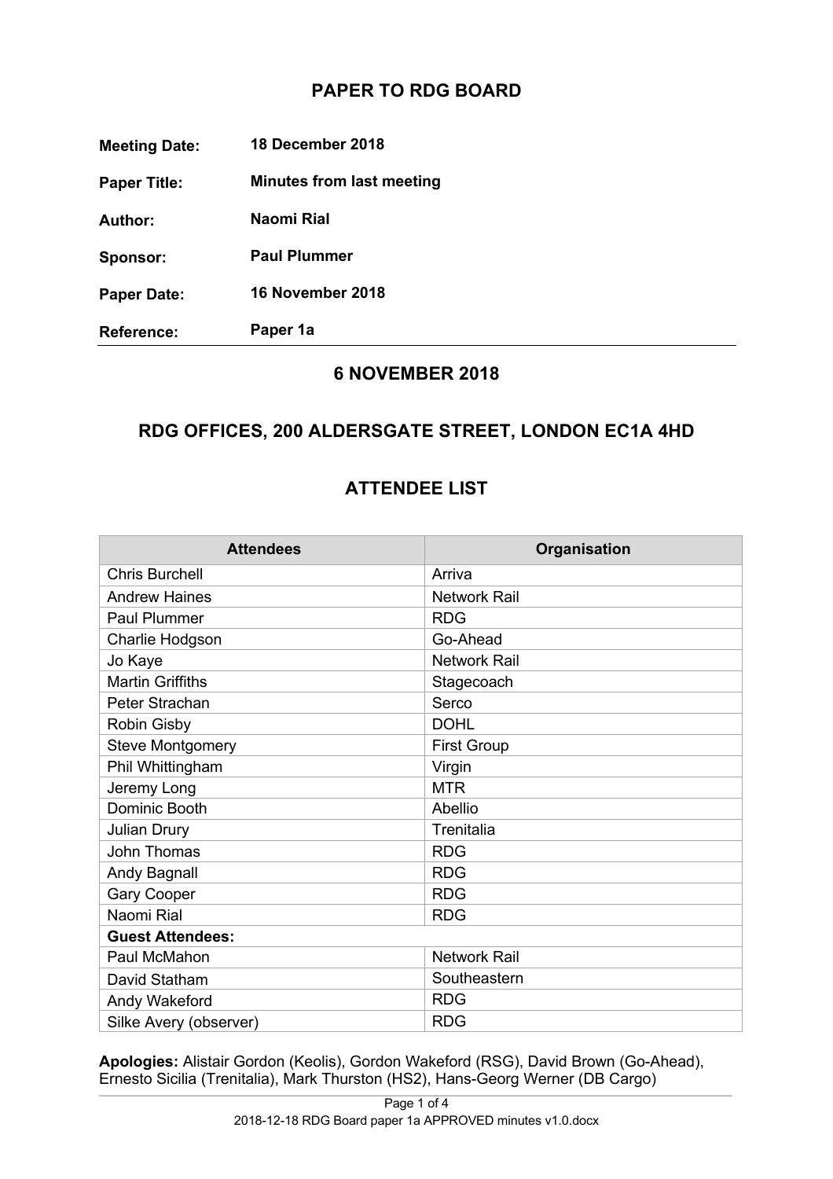# PAPER TO RDG BOARD

**Meeting Date:** **18 December 2018**

**Paper Title:** **Minutes from last meeting**

**Author:** **Naomi Rial**

**Sponsor:** **Paul Plummer**

**Paper Date:** **16 November 2018**

**Reference:** **Paper 1a**

---

## 6 NOVEMBER 2018

## RDG OFFICES, 200 ALDERSGATE STREET, LONDON EC1A 4HD

## ATTENDEE LIST

| Attendees | Organisation |
|---|---|
| Chris Burchell | Arriva |
| Andrew Haines | Network Rail |
| Paul Plummer | RDG |
| Charlie Hodgson | Go-Ahead |
| Jo Kaye | Network Rail |
| Martin Griffiths | Stagecoach |
| Peter Strachan | Serco |
| Robin Gisby | DOHL |
| Steve Montgomery | First Group |
| Phil Whittingham | Virgin |
| Jeremy Long | MTR |
| Dominic Booth | Abellio |
| Julian Drury | Trenitalia |
| John Thomas | RDG |
| Andy Bagnall | RDG |
| Gary Cooper | RDG |
| Naomi Rial | RDG |
| **Guest Attendees:** | |
| Paul McMahon | Network Rail |
| David Statham | Southeastern |
| Andy Wakeford | RDG |
| Silke Avery (observer) | RDG |

**Apologies:** Alistair Gordon (Keolis), Gordon Wakeford (RSG), David Brown (Go-Ahead), Ernesto Sicilia (Trenitalia), Mark Thurston (HS2), Hans-Georg Werner (DB Cargo)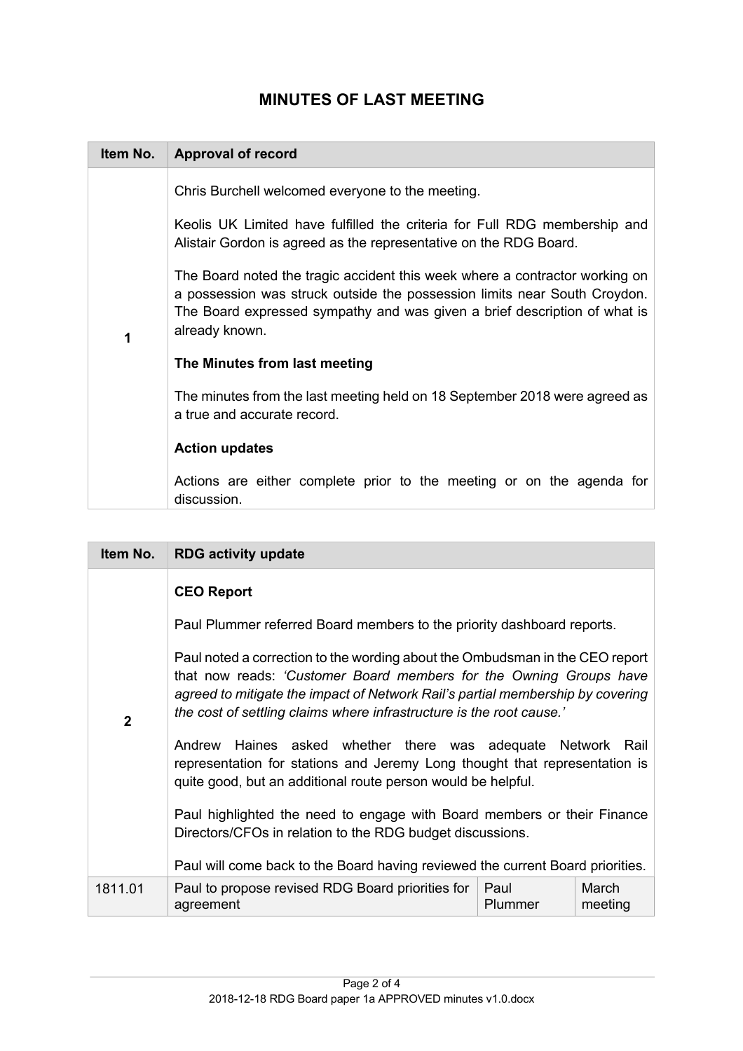# MINUTES OF LAST MEETING

| Item No. | Approval of record |
|---|---|
| 1 | Chris Burchell welcomed everyone to the meeting.<br><br>Keolis UK Limited have fulfilled the criteria for Full RDG membership and Alistair Gordon is agreed as the representative on the RDG Board.<br><br>The Board noted the tragic accident this week where a contractor working on a possession was struck outside the possession limits near South Croydon. The Board expressed sympathy and was given a brief description of what is already known.<br><br>**The Minutes from last meeting**<br><br>The minutes from the last meeting held on 18 September 2018 were agreed as a true and accurate record.<br><br>**Action updates**<br><br>Actions are either complete prior to the meeting or on the agenda for discussion. |

| Item No. | RDG activity update | | |
|---|---|---|---|
| 2 | **CEO Report**<br><br>Paul Plummer referred Board members to the priority dashboard reports.<br><br>Paul noted a correction to the wording about the Ombudsman in the CEO report that now reads: *'Customer Board members for the Owning Groups have agreed to mitigate the impact of Network Rail's partial membership by covering the cost of settling claims where infrastructure is the root cause.'*<br><br>Andrew Haines asked whether there was adequate Network Rail representation for stations and Jeremy Long thought that representation is quite good, but an additional route person would be helpful.<br><br>Paul highlighted the need to engage with Board members or their Finance Directors/CFOs in relation to the RDG budget discussions.<br><br>Paul will come back to the Board having reviewed the current Board priorities. | | |
| 1811.01 | Paul to propose revised RDG Board priorities for agreement | Paul Plummer | March meeting |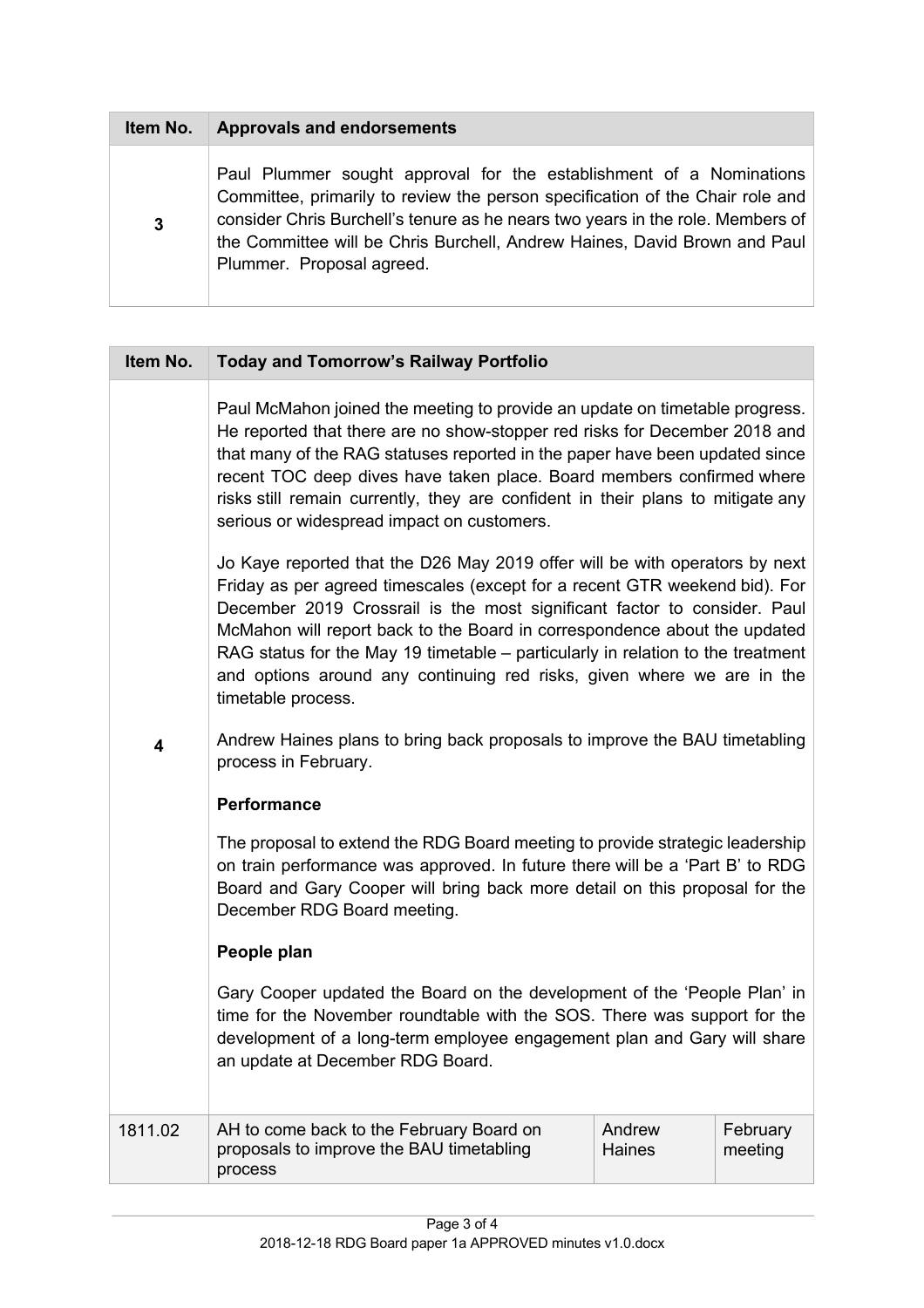| Item No. | Approvals and endorsements |
| --- | --- |
| 3 | Paul Plummer sought approval for the establishment of a Nominations Committee, primarily to review the person specification of the Chair role and consider Chris Burchell's tenure as he nears two years in the role. Members of the Committee will be Chris Burchell, Andrew Haines, David Brown and Paul Plummer. Proposal agreed. |

| Item No. | Today and Tomorrow's Railway Portfolio | | |
| --- | --- | --- | --- |
| 4 | Paul McMahon joined the meeting to provide an update on timetable progress. He reported that there are no show-stopper red risks for December 2018 and that many of the RAG statuses reported in the paper have been updated since recent TOC deep dives have taken place. Board members confirmed where risks still remain currently, they are confident in their plans to mitigate any serious or widespread impact on customers.<br><br>Jo Kaye reported that the D26 May 2019 offer will be with operators by next Friday as per agreed timescales (except for a recent GTR weekend bid). For December 2019 Crossrail is the most significant factor to consider. Paul McMahon will report back to the Board in correspondence about the updated RAG status for the May 19 timetable – particularly in relation to the treatment and options around any continuing red risks, given where we are in the timetable process.<br><br>Andrew Haines plans to bring back proposals to improve the BAU timetabling process in February.<br><br>**Performance**<br><br>The proposal to extend the RDG Board meeting to provide strategic leadership on train performance was approved. In future there will be a 'Part B' to RDG Board and Gary Cooper will bring back more detail on this proposal for the December RDG Board meeting.<br><br>**People plan**<br><br>Gary Cooper updated the Board on the development of the 'People Plan' in time for the November roundtable with the SOS. There was support for the development of a long-term employee engagement plan and Gary will share an update at December RDG Board. | | |
| 1811.02 | AH to come back to the February Board on proposals to improve the BAU timetabling process | Andrew Haines | February meeting |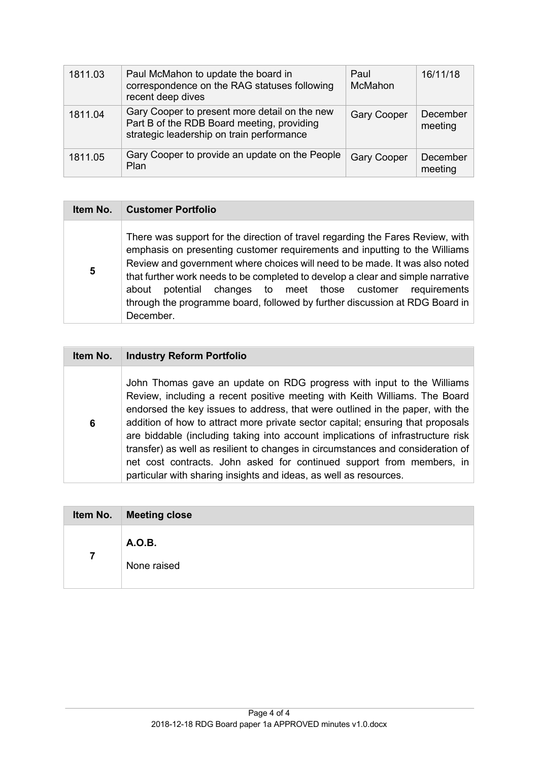| | | | |
|---|---|---|---|
| 1811.03 | Paul McMahon to update the board in correspondence on the RAG statuses following recent deep dives | Paul McMahon | 16/11/18 |
| 1811.04 | Gary Cooper to present more detail on the new Part B of the RDB Board meeting, providing strategic leadership on train performance | Gary Cooper | December meeting |
| 1811.05 | Gary Cooper to provide an update on the People Plan | Gary Cooper | December meeting |

| Item No. | Customer Portfolio |
|---|---|
| 5 | There was support for the direction of travel regarding the Fares Review, with emphasis on presenting customer requirements and inputting to the Williams Review and government where choices will need to be made. It was also noted that further work needs to be completed to develop a clear and simple narrative about potential changes to meet those customer requirements through the programme board, followed by further discussion at RDG Board in December. |

| Item No. | Industry Reform Portfolio |
|---|---|
| 6 | John Thomas gave an update on RDG progress with input to the Williams Review, including a recent positive meeting with Keith Williams. The Board endorsed the key issues to address, that were outlined in the paper, with the addition of how to attract more private sector capital; ensuring that proposals are biddable (including taking into account implications of infrastructure risk transfer) as well as resilient to changes in circumstances and consideration of net cost contracts. John asked for continued support from members, in particular with sharing insights and ideas, as well as resources. |

| Item No. | Meeting close |
|---|---|
| 7 | **A.O.B.**<br><br>None raised |